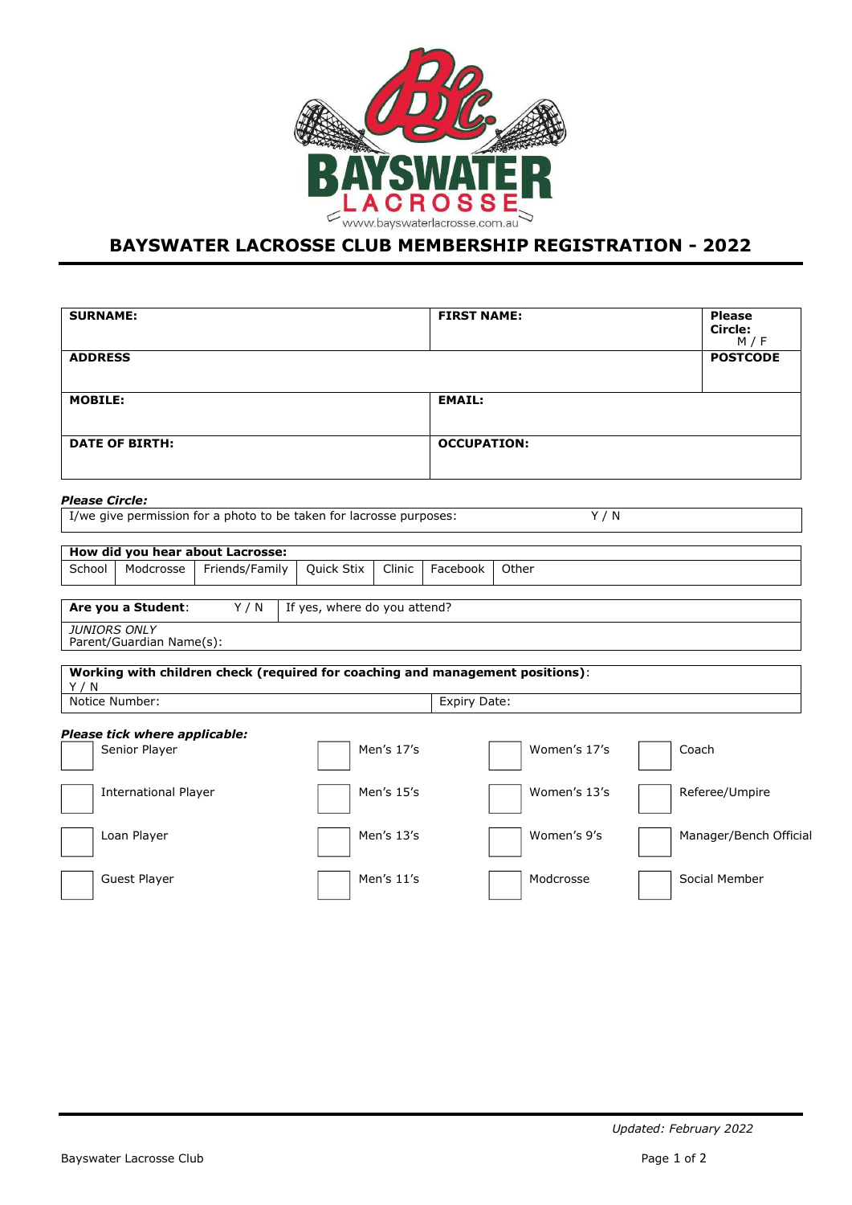BAYSWATER LACROSSE

www.bayswaterlacrosse.com.au

# BAYSWATER LACROSSE CLUB MEMBERSHIP REGISTRATION - 2022

| **SURNAME:** | **FIRST NAME:** | **Please Circle:** M / F |
|---|---|---|
| **ADDRESS** | | **POSTCODE** |
| **MOBILE:** | **EMAIL:** | |
| **DATE OF BIRTH:** | **OCCUPATION:** | |

***Please Circle:***

| I/we give permission for a photo to be taken for lacrosse purposes: | Y / N |
|---|---|

| **How did you hear about Lacrosse:** | | | | | | |
|---|---|---|---|---|---|---|
| School | Modcrosse | Friends/Family | Quick Stix | Clinic | Facebook | Other |

| **Are you a Student**: Y / N | If yes, where do you attend? |
|---|---|
| *JUNIORS ONLY* Parent/Guardian Name(s): | |

| **Working with children check (required for coaching and management positions)**: Y / N | |
|---|---|
| Notice Number: | Expiry Date: |

***Please tick where applicable:***

| | | | |
|---|---|---|---|
| ☐ Senior Player | ☐ Men's 17's | ☐ Women's 17's | ☐ Coach |
| ☐ International Player | ☐ Men's 15's | ☐ Women's 13's | ☐ Referee/Umpire |
| ☐ Loan Player | ☐ Men's 13's | ☐ Women's 9's | ☐ Manager/Bench Official |
| ☐ Guest Player | ☐ Men's 11's | ☐ Modcrosse | ☐ Social Member |

*Updated: February 2022*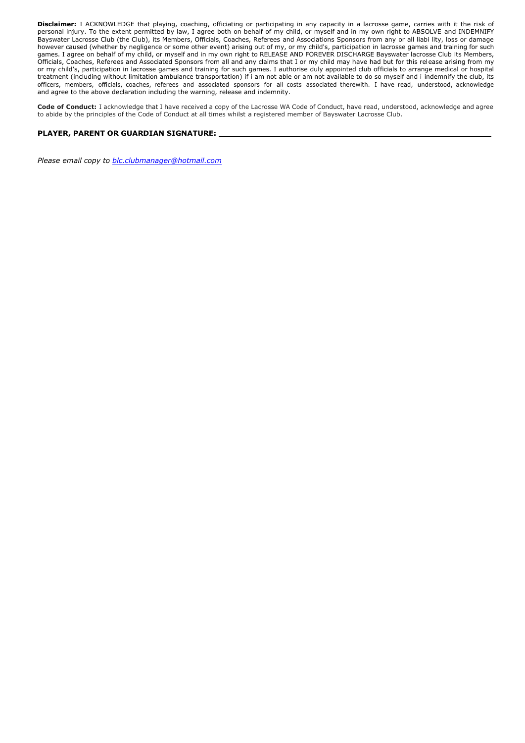**Disclaimer:** I ACKNOWLEDGE that playing, coaching, officiating or participating in any capacity in a lacrosse game, carries with it the risk of personal injury. To the extent permitted by law, I agree both on behalf of my child, or myself and in my own right to ABSOLVE and INDEMNIFY Bayswater Lacrosse Club (the Club), its Members, Officials, Coaches, Referees and Associations Sponsors from any or all liabi lity, loss or damage however caused (whether by negligence or some other event) arising out of my, or my child's, participation in lacrosse games and training for such games. I agree on behalf of my child, or myself and in my own right to RELEASE AND FOREVER DISCHARGE Bayswater lacrosse Club its Members, Officials, Coaches, Referees and Associated Sponsors from all and any claims that I or my child may have had but for this release arising from my or my child's, participation in lacrosse games and training for such games. I authorise duly appointed club officials to arrange medical or hospital treatment (including without limitation ambulance transportation) if i am not able or am not available to do so myself and i indemnify the club, its officers, members, officials, coaches, referees and associated sponsors for all costs associated therewith. I have read, understood, acknowledge and agree to the above declaration including the warning, release and indemnity.

**Code of Conduct:** I acknowledge that I have received a copy of the Lacrosse WA Code of Conduct, have read, understood, acknowledge and agree to abide by the principles of the Code of Conduct at all times whilst a registered member of Bayswater Lacrosse Club.

**PLAYER, PARENT OR GUARDIAN SIGNATURE:** ______________________________

*Please email copy to [blc.clubmanager@hotmail.com](mailto:blc.clubmanager@hotmail.com)*